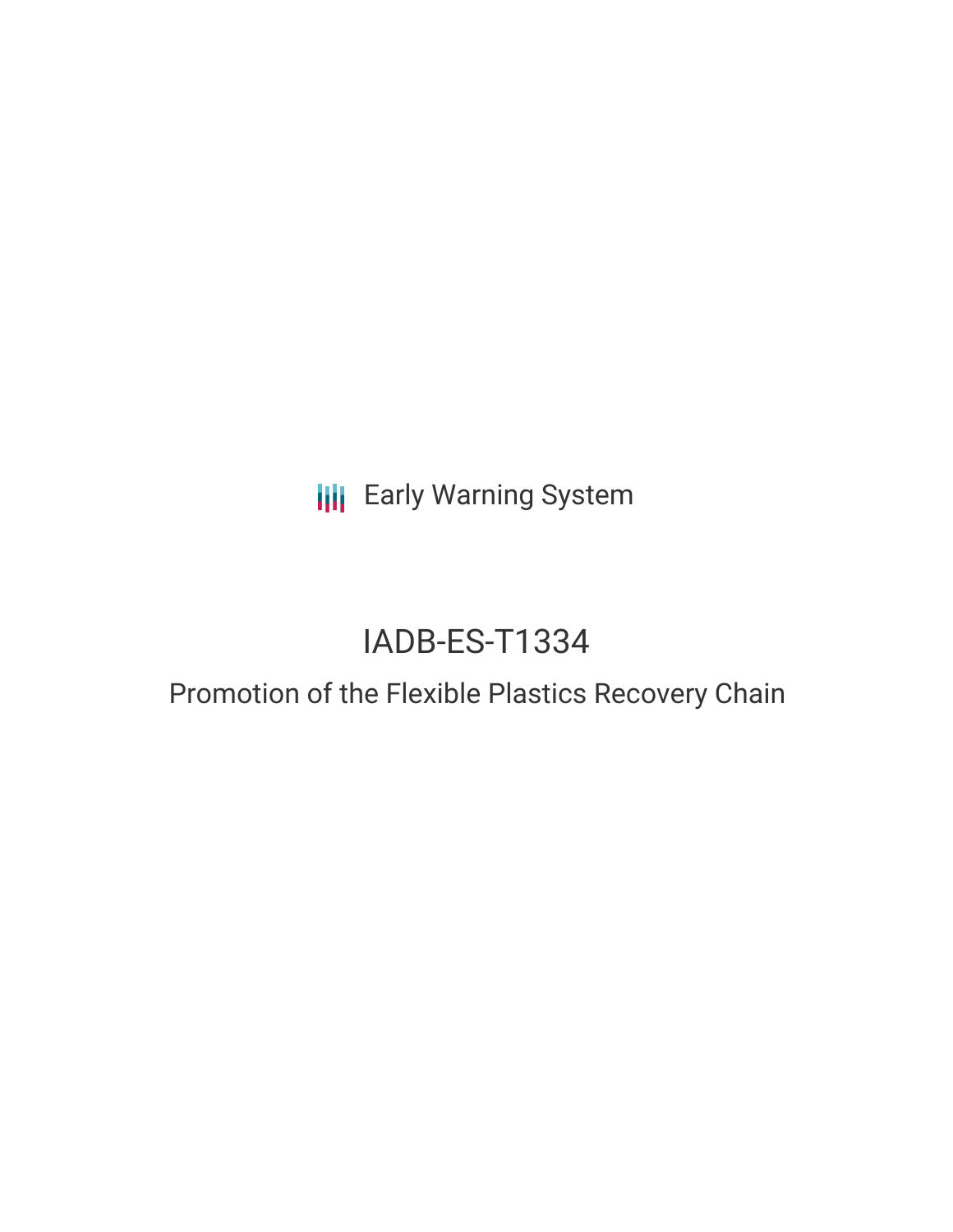Early Warning System

# IADB-ES-T1334

## Promotion of the Flexible Plastics Recovery Chain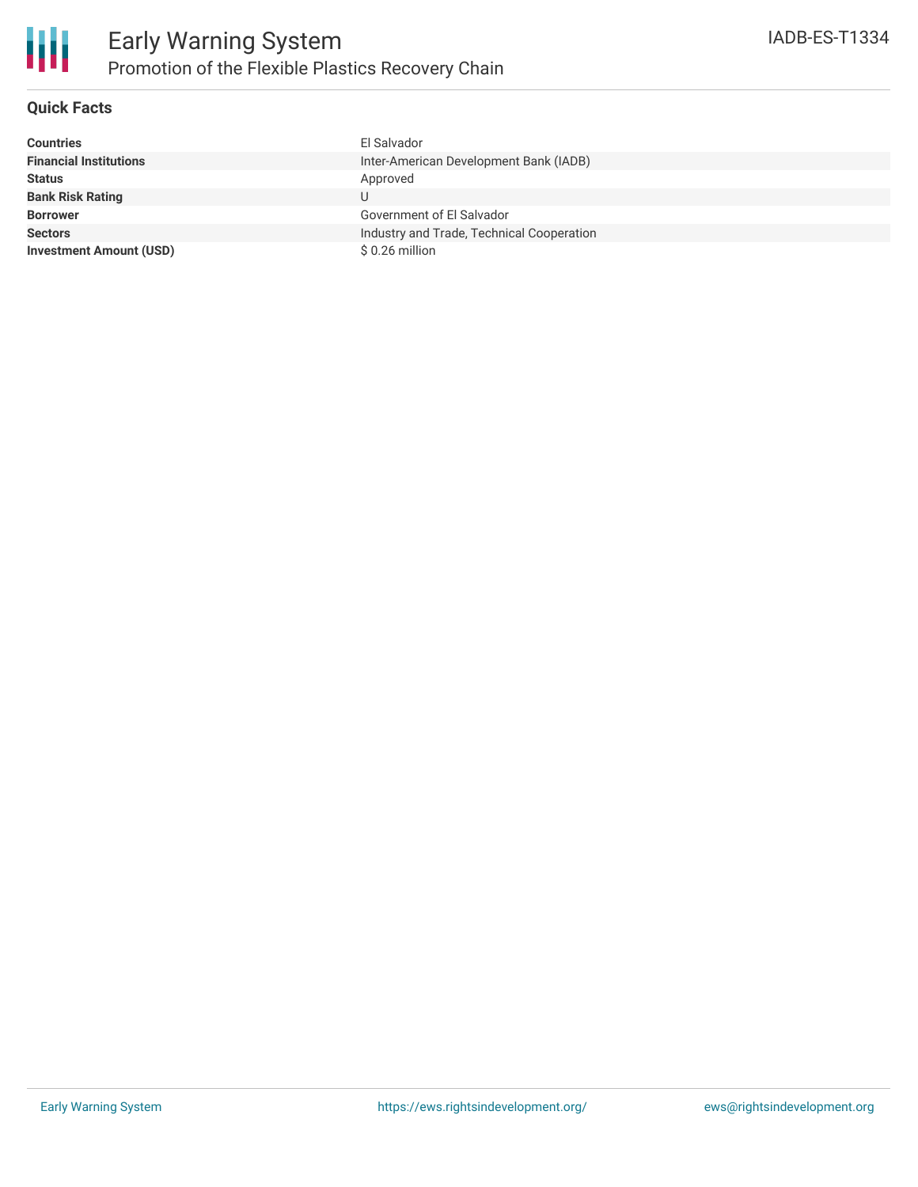# Early Warning System

## Promotion of the Flexible Plastics Recovery Chain

IADB-ES-T1334

### Quick Facts

| | |
|---|---|
| **Countries** | El Salvador |
| **Financial Institutions** | Inter-American Development Bank (IADB) |
| **Status** | Approved |
| **Bank Risk Rating** | U |
| **Borrower** | Government of El Salvador |
| **Sectors** | Industry and Trade, Technical Cooperation |
| **Investment Amount (USD)** | $ 0.26 million |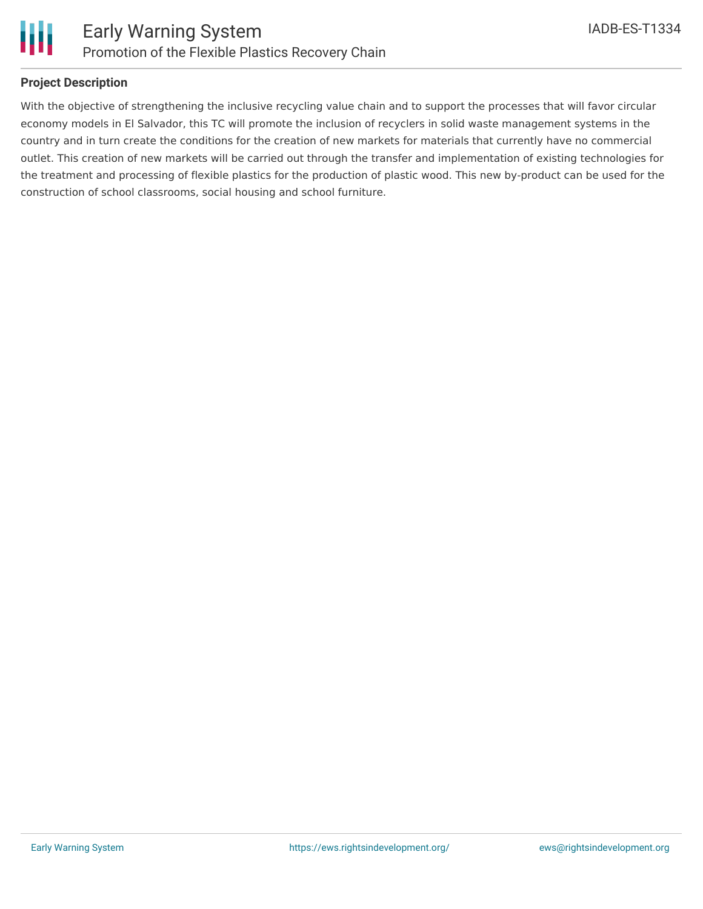## Project Description

With the objective of strengthening the inclusive recycling value chain and to support the processes that will favor circular economy models in El Salvador, this TC will promote the inclusion of recyclers in solid waste management systems in the country and in turn create the conditions for the creation of new markets for materials that currently have no commercial outlet. This creation of new markets will be carried out through the transfer and implementation of existing technologies for the treatment and processing of flexible plastics for the production of plastic wood. This new by-product can be used for the construction of school classrooms, social housing and school furniture.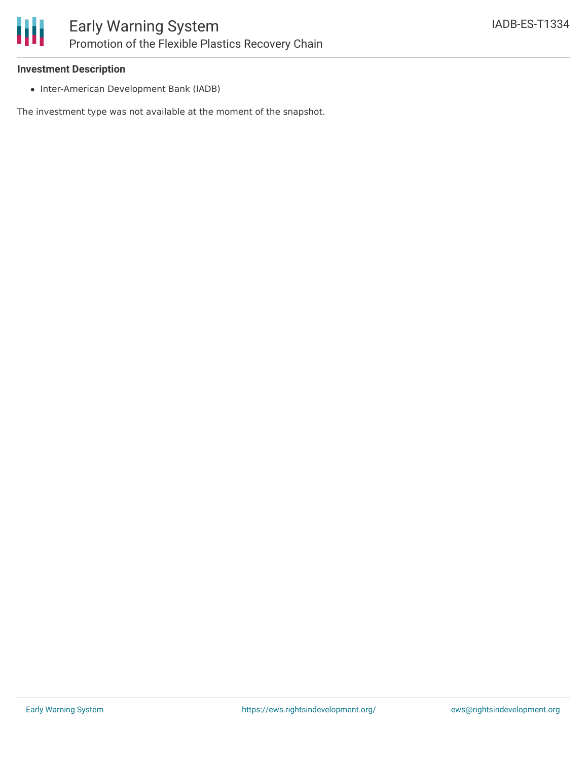**Investment Description**

- Inter-American Development Bank (IADB)

The investment type was not available at the moment of the snapshot.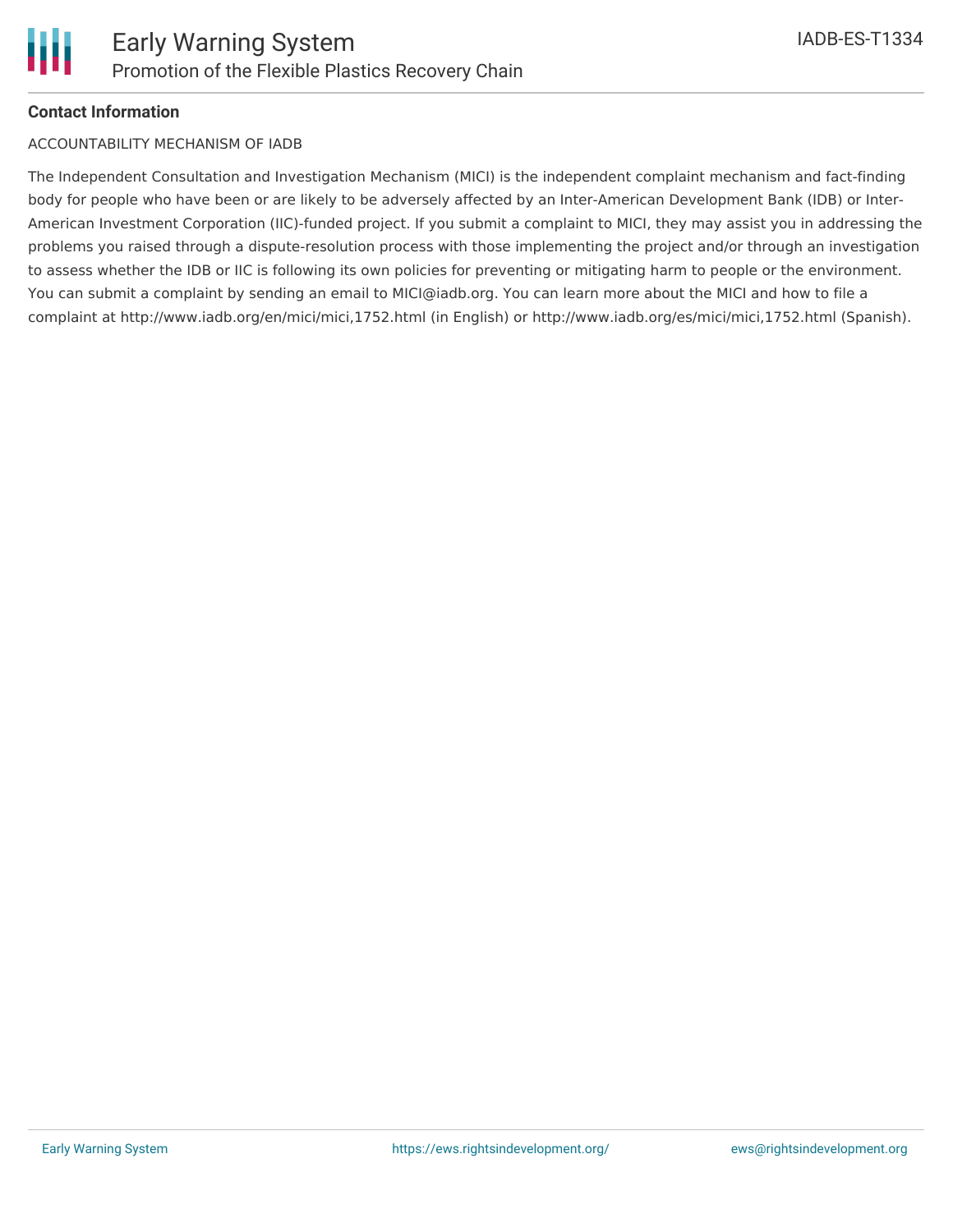**Contact Information**

ACCOUNTABILITY MECHANISM OF IADB

The Independent Consultation and Investigation Mechanism (MICI) is the independent complaint mechanism and fact-finding body for people who have been or are likely to be adversely affected by an Inter-American Development Bank (IDB) or Inter-American Investment Corporation (IIC)-funded project. If you submit a complaint to MICI, they may assist you in addressing the problems you raised through a dispute-resolution process with those implementing the project and/or through an investigation to assess whether the IDB or IIC is following its own policies for preventing or mitigating harm to people or the environment. You can submit a complaint by sending an email to MICI@iadb.org. You can learn more about the MICI and how to file a complaint at http://www.iadb.org/en/mici/mici,1752.html (in English) or http://www.iadb.org/es/mici/mici,1752.html (Spanish).